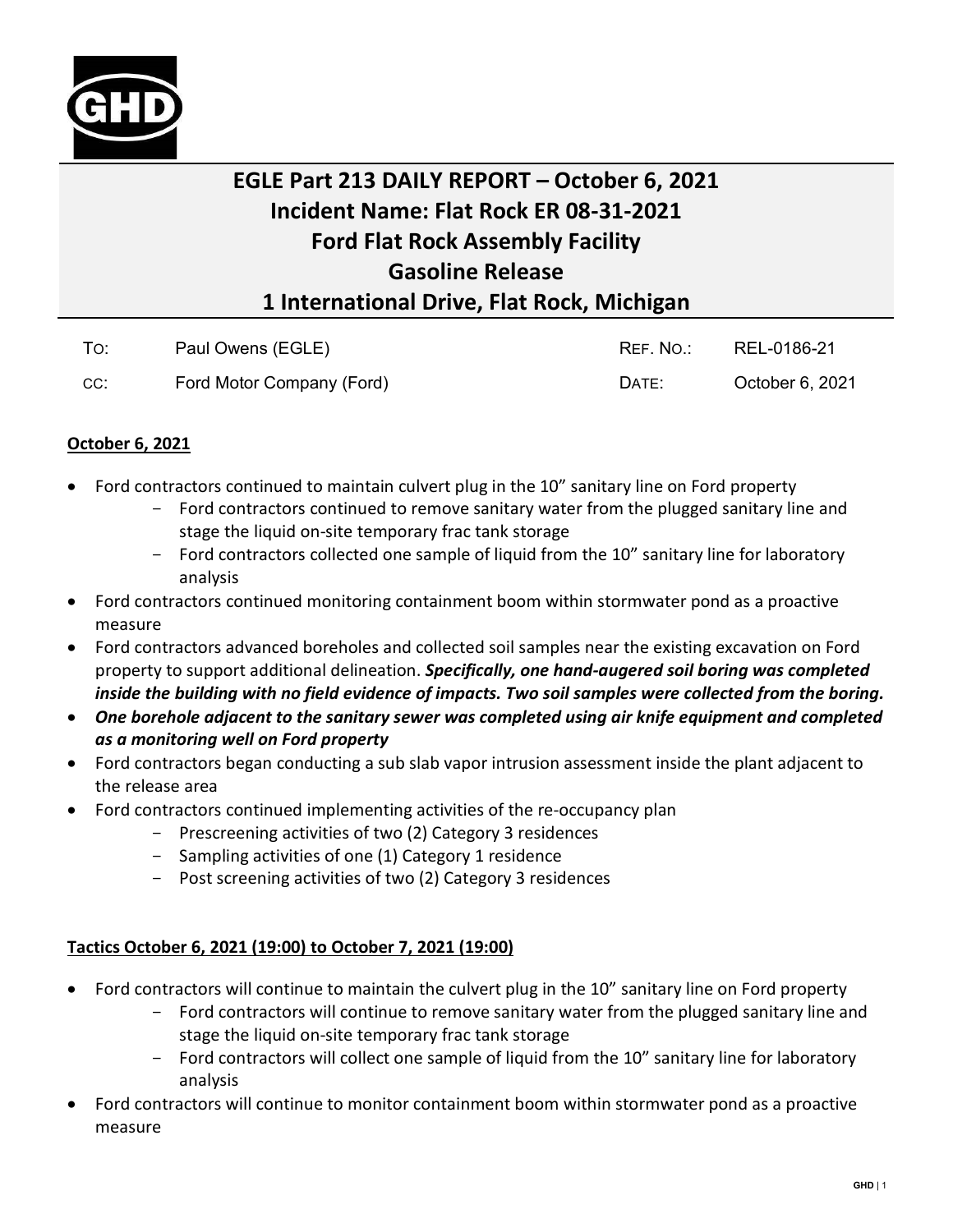# EGLE Part 213 DAILY REPORT – October 6, 2021
# Incident Name: Flat Rock ER 08-31-2021
# Ford Flat Rock Assembly Facility
# Gasoline Release
# 1 International Drive, Flat Rock, Michigan

| | | | |
|---|---|---|---|
| TO: | Paul Owens (EGLE) | REF. NO.: | REL-0186-21 |
| CC: | Ford Motor Company (Ford) | DATE: | October 6, 2021 |

## October 6, 2021

- Ford contractors continued to maintain culvert plug in the 10" sanitary line on Ford property
  - Ford contractors continued to remove sanitary water from the plugged sanitary line and stage the liquid on-site temporary frac tank storage
  - Ford contractors collected one sample of liquid from the 10" sanitary line for laboratory analysis
- Ford contractors continued monitoring containment boom within stormwater pond as a proactive measure
- Ford contractors advanced boreholes and collected soil samples near the existing excavation on Ford property to support additional delineation. ***Specifically, one hand-augered soil boring was completed inside the building with no field evidence of impacts. Two soil samples were collected from the boring.***
- ***One borehole adjacent to the sanitary sewer was completed using air knife equipment and completed as a monitoring well on Ford property***
- Ford contractors began conducting a sub slab vapor intrusion assessment inside the plant adjacent to the release area
- Ford contractors continued implementing activities of the re-occupancy plan
  - Prescreening activities of two (2) Category 3 residences
  - Sampling activities of one (1) Category 1 residence
  - Post screening activities of two (2) Category 3 residences

## Tactics October 6, 2021 (19:00) to October 7, 2021 (19:00)

- Ford contractors will continue to maintain the culvert plug in the 10" sanitary line on Ford property
  - Ford contractors will continue to remove sanitary water from the plugged sanitary line and stage the liquid on-site temporary frac tank storage
  - Ford contractors will collect one sample of liquid from the 10" sanitary line for laboratory analysis
- Ford contractors will continue to monitor containment boom within stormwater pond as a proactive measure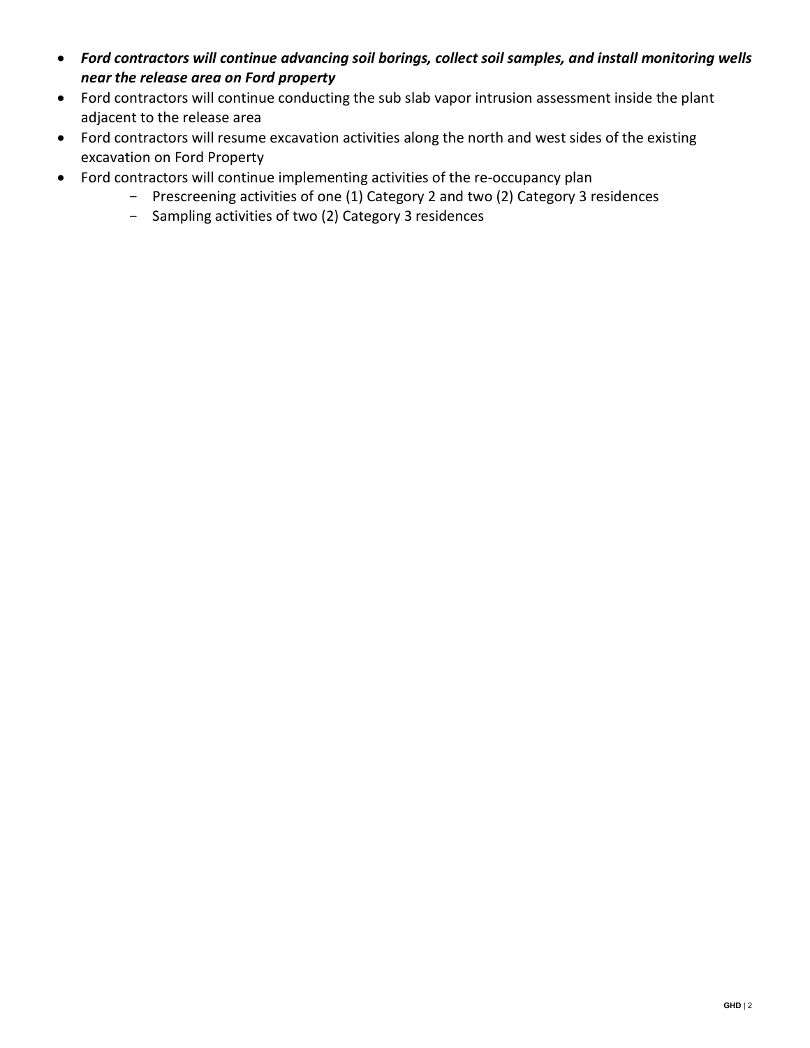- ***Ford contractors will continue advancing soil borings, collect soil samples, and install monitoring wells near the release area on Ford property***
- Ford contractors will continue conducting the sub slab vapor intrusion assessment inside the plant adjacent to the release area
- Ford contractors will resume excavation activities along the north and west sides of the existing excavation on Ford Property
- Ford contractors will continue implementing activities of the re-occupancy plan
  - Prescreening activities of one (1) Category 2 and two (2) Category 3 residences
  - Sampling activities of two (2) Category 3 residences